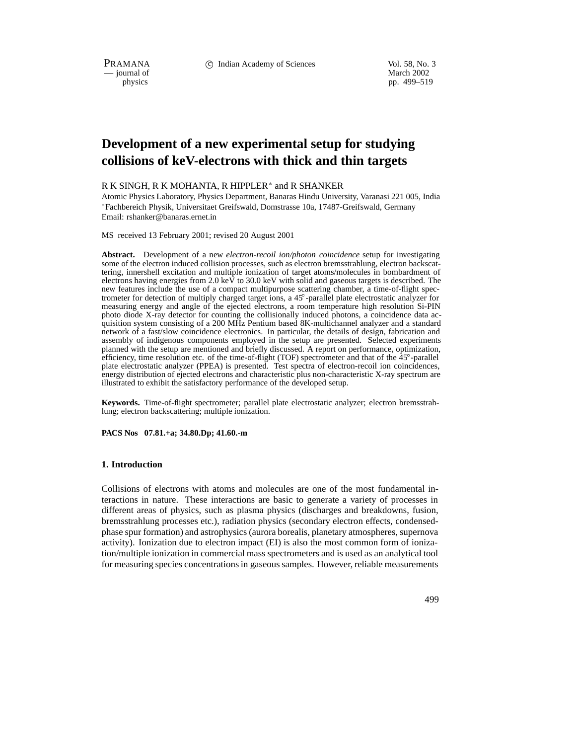# Development of a new experimental setup for studying collisions of keV-electrons with thick and thin targets

R K SINGH, R K MOHANTA, R HIPPLER[*] and R SHANKER

Atomic Physics Laboratory, Physics Department, Banaras Hindu University, Varanasi 221 005, India
[*]Fachbereich Physik, Universitaet Greifswald, Domstrasse 10a, 17487-Greifswald, Germany
Email: rshanker@banaras.ernet.in

MS received 13 February 2001; revised 20 August 2001

**Abstract.** Development of a new *electron-recoil ion/photon coincidence* setup for investigating some of the electron induced collision processes, such as electron bremsstrahlung, electron backscattering, innershell excitation and multiple ionization of target atoms/molecules in bombardment of electrons having energies from 2.0 keV to 30.0 keV with solid and gaseous targets is described. The new features include the use of a compact multipurpose scattering chamber, a time-of-flight spectrometer for detection of multiply charged target ions, a 45°-parallel plate electrostatic analyzer for measuring energy and angle of the ejected electrons, a room temperature high resolution Si-PIN photo diode X-ray detector for counting the collisionally induced photons, a coincidence data acquisition system consisting of a 200 MHz Pentium based 8K-multichannel analyzer and a standard network of a fast/slow coincidence electronics. In particular, the details of design, fabrication and assembly of indigenous components employed in the setup are presented. Selected experiments planned with the setup are mentioned and briefly discussed. A report on performance, optimization, efficiency, time resolution etc. of the time-of-flight (TOF) spectrometer and that of the 45°-parallel plate electrostatic analyzer (PPEA) is presented. Test spectra of electron-recoil ion coincidences, energy distribution of ejected electrons and characteristic plus non-characteristic X-ray spectrum are illustrated to exhibit the satisfactory performance of the developed setup.

**Keywords.** Time-of-flight spectrometer; parallel plate electrostatic analyzer; electron bremsstrahlung; electron backscattering; multiple ionization.

**PACS Nos 07.81.+a; 34.80.Dp; 41.60.-m**

## 1. Introduction

Collisions of electrons with atoms and molecules are one of the most fundamental interactions in nature. These interactions are basic to generate a variety of processes in different areas of physics, such as plasma physics (discharges and breakdowns, fusion, bremsstrahlung processes etc.), radiation physics (secondary electron effects, condensed-phase spur formation) and astrophysics (aurora borealis, planetary atmospheres, supernova activity). Ionization due to electron impact (EI) is also the most common form of ionization/multiple ionization in commercial mass spectrometers and is used as an analytical tool for measuring species concentrations in gaseous samples. However, reliable measurements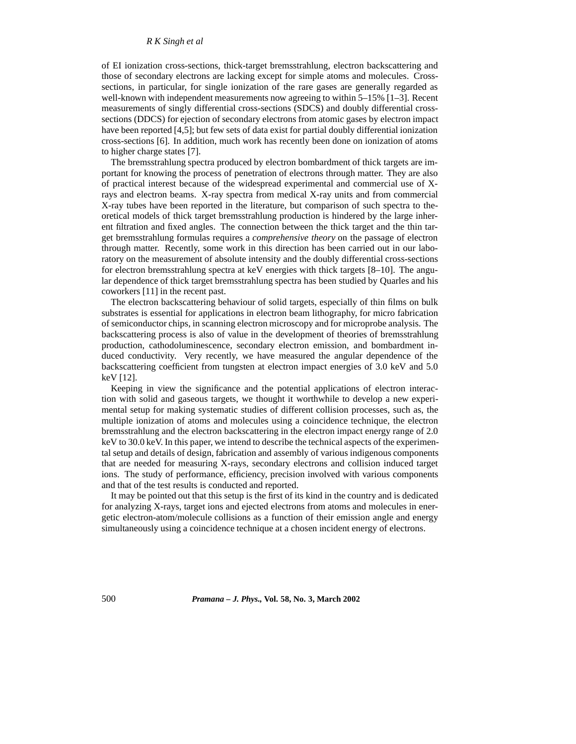of EI ionization cross-sections, thick-target bremsstrahlung, electron backscattering and those of secondary electrons are lacking except for simple atoms and molecules. Cross-sections, in particular, for single ionization of the rare gases are generally regarded as well-known with independent measurements now agreeing to within 5–15% [1–3]. Recent measurements of singly differential cross-sections (SDCS) and doubly differential cross-sections (DDCS) for ejection of secondary electrons from atomic gases by electron impact have been reported [4,5]; but few sets of data exist for partial doubly differential ionization cross-sections [6]. In addition, much work has recently been done on ionization of atoms to higher charge states [7].

The bremsstrahlung spectra produced by electron bombardment of thick targets are important for knowing the process of penetration of electrons through matter. They are also of practical interest because of the widespread experimental and commercial use of X-rays and electron beams. X-ray spectra from medical X-ray units and from commercial X-ray tubes have been reported in the literature, but comparison of such spectra to theoretical models of thick target bremsstrahlung production is hindered by the large inherent filtration and fixed angles. The connection between the thick target and the thin target bremsstrahlung formulas requires a *comprehensive theory* on the passage of electron through matter. Recently, some work in this direction has been carried out in our laboratory on the measurement of absolute intensity and the doubly differential cross-sections for electron bremsstrahlung spectra at keV energies with thick targets [8–10]. The angular dependence of thick target bremsstrahlung spectra has been studied by Quarles and his coworkers [11] in the recent past.

The electron backscattering behaviour of solid targets, especially of thin films on bulk substrates is essential for applications in electron beam lithography, for micro fabrication of semiconductor chips, in scanning electron microscopy and for microprobe analysis. The backscattering process is also of value in the development of theories of bremsstrahlung production, cathodoluminescence, secondary electron emission, and bombardment induced conductivity. Very recently, we have measured the angular dependence of the backscattering coefficient from tungsten at electron impact energies of 3.0 keV and 5.0 keV [12].

Keeping in view the significance and the potential applications of electron interaction with solid and gaseous targets, we thought it worthwhile to develop a new experimental setup for making systematic studies of different collision processes, such as, the multiple ionization of atoms and molecules using a coincidence technique, the electron bremsstrahlung and the electron backscattering in the electron impact energy range of 2.0 keV to 30.0 keV. In this paper, we intend to describe the technical aspects of the experimental setup and details of design, fabrication and assembly of various indigenous components that are needed for measuring X-rays, secondary electrons and collision induced target ions. The study of performance, efficiency, precision involved with various components and that of the test results is conducted and reported.

It may be pointed out that this setup is the first of its kind in the country and is dedicated for analyzing X-rays, target ions and ejected electrons from atoms and molecules in energetic electron-atom/molecule collisions as a function of their emission angle and energy simultaneously using a coincidence technique at a chosen incident energy of electrons.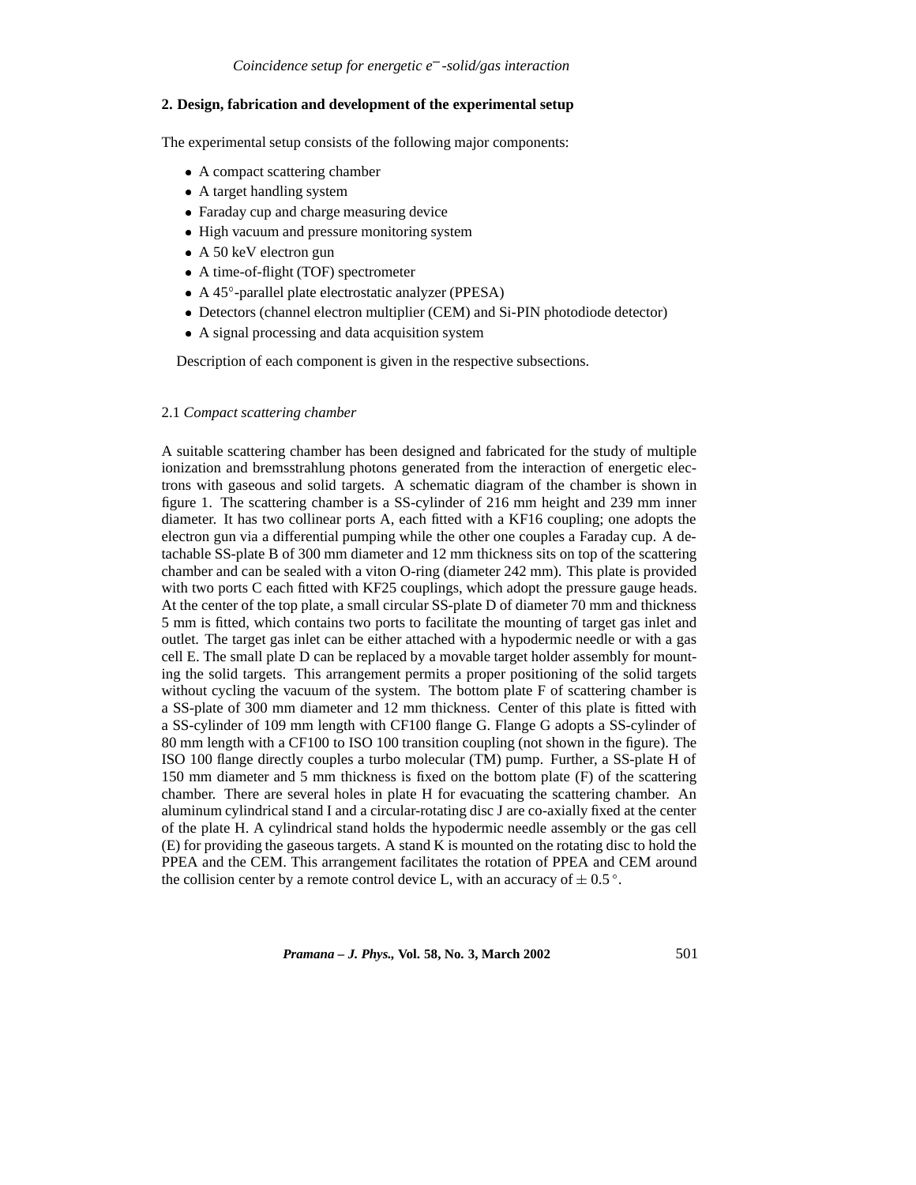## 2. Design, fabrication and development of the experimental setup

The experimental setup consists of the following major components:

- A compact scattering chamber
- A target handling system
- Faraday cup and charge measuring device
- High vacuum and pressure monitoring system
- A 50 keV electron gun
- A time-of-flight (TOF) spectrometer
- A 45°-parallel plate electrostatic analyzer (PPESA)
- Detectors (channel electron multiplier (CEM) and Si-PIN photodiode detector)
- A signal processing and data acquisition system

Description of each component is given in the respective subsections.

### 2.1 *Compact scattering chamber*

A suitable scattering chamber has been designed and fabricated for the study of multiple ionization and bremsstrahlung photons generated from the interaction of energetic electrons with gaseous and solid targets. A schematic diagram of the chamber is shown in figure 1. The scattering chamber is a SS-cylinder of 216 mm height and 239 mm inner diameter. It has two collinear ports A, each fitted with a KF16 coupling; one adopts the electron gun via a differential pumping while the other one couples a Faraday cup. A detachable SS-plate B of 300 mm diameter and 12 mm thickness sits on top of the scattering chamber and can be sealed with a viton O-ring (diameter 242 mm). This plate is provided with two ports C each fitted with KF25 couplings, which adopt the pressure gauge heads. At the center of the top plate, a small circular SS-plate D of diameter 70 mm and thickness 5 mm is fitted, which contains two ports to facilitate the mounting of target gas inlet and outlet. The target gas inlet can be either attached with a hypodermic needle or with a gas cell E. The small plate D can be replaced by a movable target holder assembly for mounting the solid targets. This arrangement permits a proper positioning of the solid targets without cycling the vacuum of the system. The bottom plate F of scattering chamber is a SS-plate of 300 mm diameter and 12 mm thickness. Center of this plate is fitted with a SS-cylinder of 109 mm length with CF100 flange G. Flange G adopts a SS-cylinder of 80 mm length with a CF100 to ISO 100 transition coupling (not shown in the figure). The ISO 100 flange directly couples a turbo molecular (TM) pump. Further, a SS-plate H of 150 mm diameter and 5 mm thickness is fixed on the bottom plate (F) of the scattering chamber. There are several holes in plate H for evacuating the scattering chamber. An aluminum cylindrical stand I and a circular-rotating disc J are co-axially fixed at the center of the plate H. A cylindrical stand holds the hypodermic needle assembly or the gas cell (E) for providing the gaseous targets. A stand K is mounted on the rotating disc to hold the PPEA and the CEM. This arrangement facilitates the rotation of PPEA and CEM around the collision center by a remote control device L, with an accuracy of $\pm$ 0.5 °.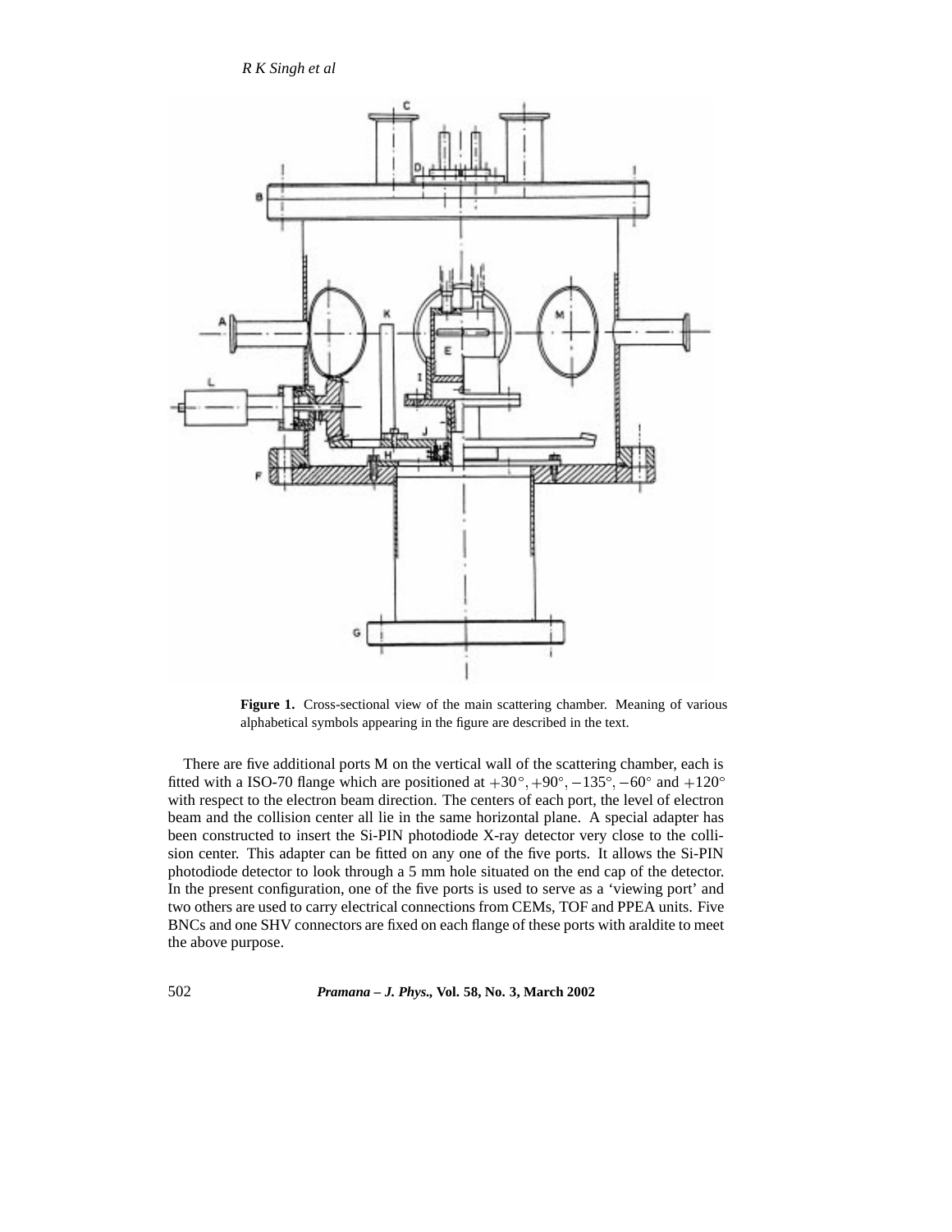**Figure 1.** Cross-sectional view of the main scattering chamber. Meaning of various alphabetical symbols appearing in the figure are described in the text.

There are five additional ports M on the vertical wall of the scattering chamber, each is fitted with a ISO-70 flange which are positioned at $+30^{\circ}, +90^{\circ}, -135^{\circ}, -60^{\circ}$ and $+120^{\circ}$ with respect to the electron beam direction. The centers of each port, the level of electron beam and the collision center all lie in the same horizontal plane. A special adapter has been constructed to insert the Si-PIN photodiode X-ray detector very close to the collision center. This adapter can be fitted on any one of the five ports. It allows the Si-PIN photodiode detector to look through a 5 mm hole situated on the end cap of the detector. In the present configuration, one of the five ports is used to serve as a 'viewing port' and two others are used to carry electrical connections from CEMs, TOF and PPEA units. Five BNCs and one SHV connectors are fixed on each flange of these ports with araldite to meet the above purpose.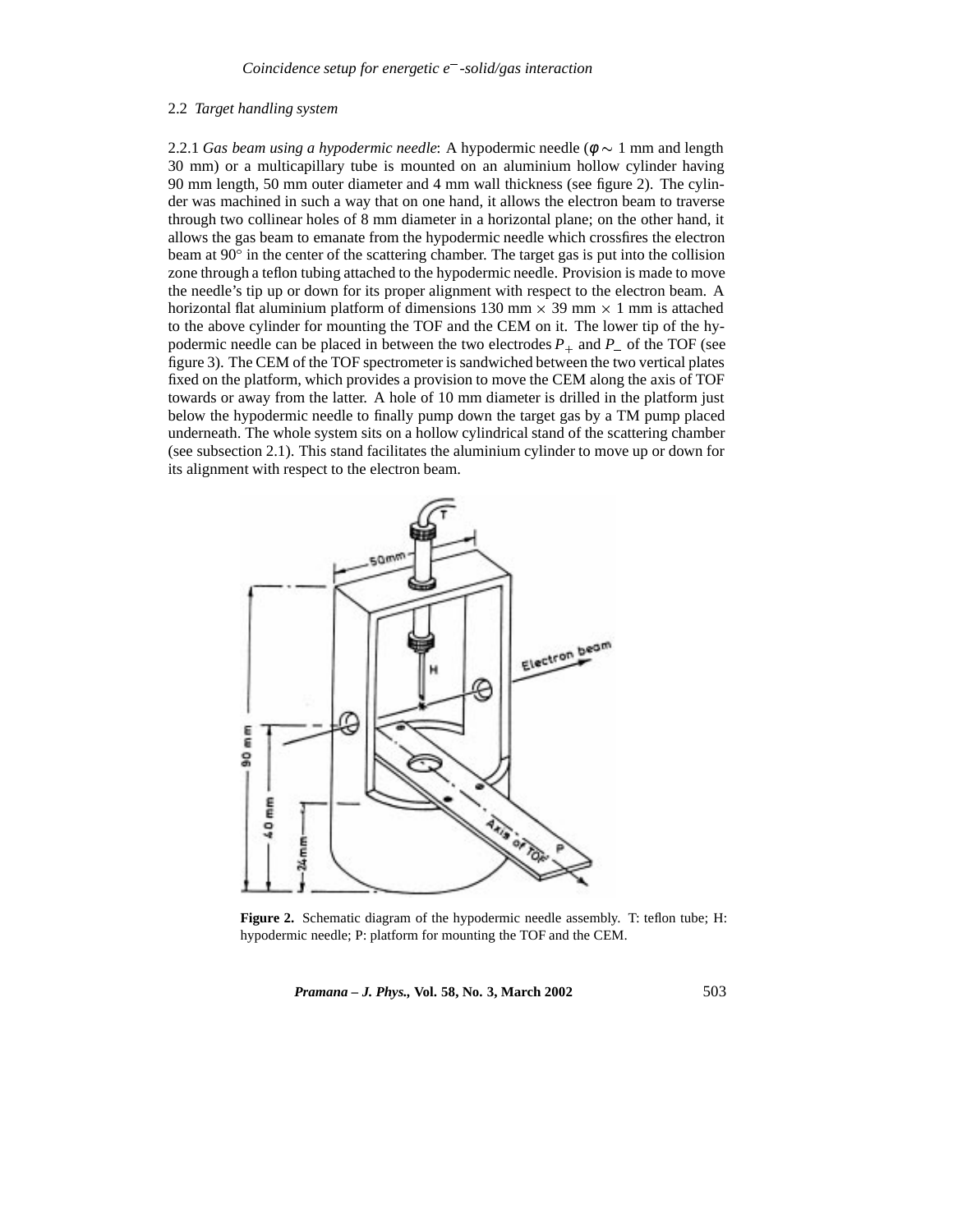### 2.2 *Target handling system*

2.2.1 *Gas beam using a hypodermic needle*: A hypodermic needle ($\phi \sim 1$ mm and length 30 mm) or a multicapillary tube is mounted on an aluminium hollow cylinder having 90 mm length, 50 mm outer diameter and 4 mm wall thickness (see figure 2). The cylinder was machined in such a way that on one hand, it allows the electron beam to traverse through two collinear holes of 8 mm diameter in a horizontal plane; on the other hand, it allows the gas beam to emanate from the hypodermic needle which crossfires the electron beam at 90° in the center of the scattering chamber. The target gas is put into the collision zone through a teflon tubing attached to the hypodermic needle. Provision is made to move the needle's tip up or down for its proper alignment with respect to the electron beam. A horizontal flat aluminium platform of dimensions 130 mm × 39 mm × 1 mm is attached to the above cylinder for mounting the TOF and the CEM on it. The lower tip of the hypodermic needle can be placed in between the two electrodes $P_+$ and $P_-$ of the TOF (see figure 3). The CEM of the TOF spectrometer is sandwiched between the two vertical plates fixed on the platform, which provides a provision to move the CEM along the axis of TOF towards or away from the latter. A hole of 10 mm diameter is drilled in the platform just below the hypodermic needle to finally pump down the target gas by a TM pump placed underneath. The whole system sits on a hollow cylindrical stand of the scattering chamber (see subsection 2.1). This stand facilitates the aluminium cylinder to move up or down for its alignment with respect to the electron beam.

**Figure 2.** Schematic diagram of the hypodermic needle assembly. T: teflon tube; H: hypodermic needle; P: platform for mounting the TOF and the CEM.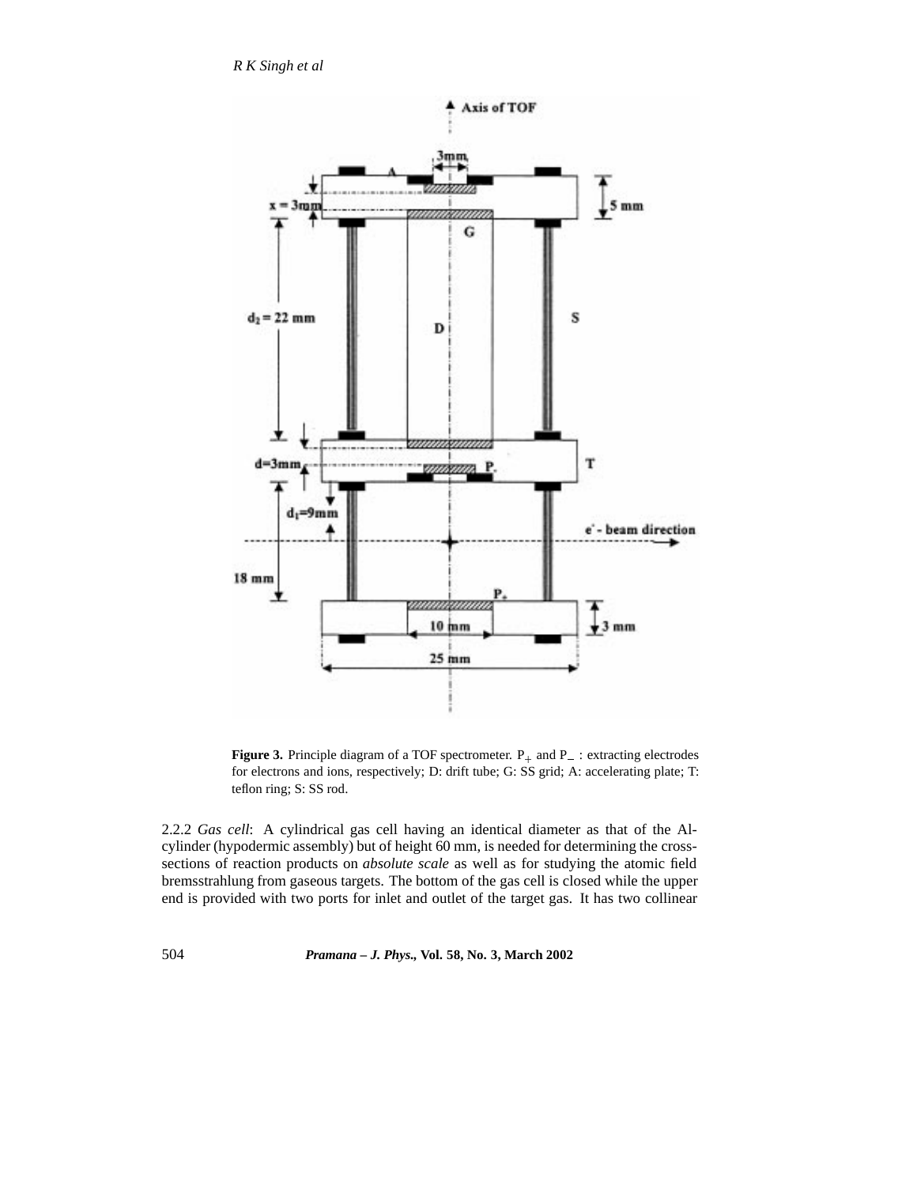**Figure 3.** Principle diagram of a TOF spectrometer. $P_+$ and $P_-$ : extracting electrodes for electrons and ions, respectively; D: drift tube; G: SS grid; A: accelerating plate; T: teflon ring; S: SS rod.

2.2.2 *Gas cell*: A cylindrical gas cell having an identical diameter as that of the Al-cylinder (hypodermic assembly) but of height 60 mm, is needed for determining the cross-sections of reaction products on *absolute scale* as well as for studying the atomic field bremsstrahlung from gaseous targets. The bottom of the gas cell is closed while the upper end is provided with two ports for inlet and outlet of the target gas. It has two collinear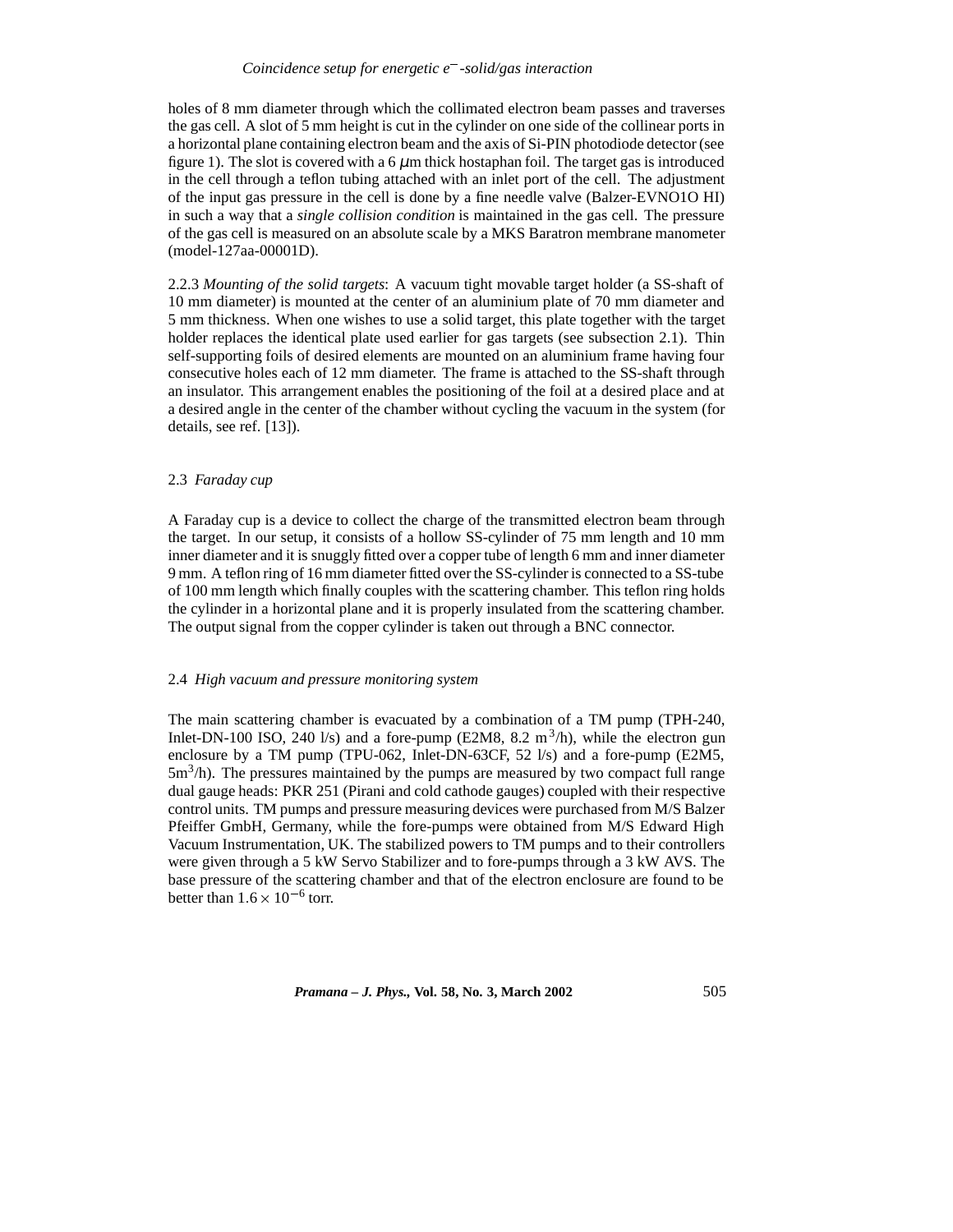holes of 8 mm diameter through which the collimated electron beam passes and traverses the gas cell. A slot of 5 mm height is cut in the cylinder on one side of the collinear ports in a horizontal plane containing electron beam and the axis of Si-PIN photodiode detector (see figure 1). The slot is covered with a 6 $\mu$m thick hostaphan foil. The target gas is introduced in the cell through a teflon tubing attached with an inlet port of the cell. The adjustment of the input gas pressure in the cell is done by a fine needle valve (Balzer-EVNO1O HI) in such a way that a *single collision condition* is maintained in the gas cell. The pressure of the gas cell is measured on an absolute scale by a MKS Baratron membrane manometer (model-127aa-00001D).

2.2.3 *Mounting of the solid targets*: A vacuum tight movable target holder (a SS-shaft of 10 mm diameter) is mounted at the center of an aluminium plate of 70 mm diameter and 5 mm thickness. When one wishes to use a solid target, this plate together with the target holder replaces the identical plate used earlier for gas targets (see subsection 2.1). Thin self-supporting foils of desired elements are mounted on an aluminium frame having four consecutive holes each of 12 mm diameter. The frame is attached to the SS-shaft through an insulator. This arrangement enables the positioning of the foil at a desired place and at a desired angle in the center of the chamber without cycling the vacuum in the system (for details, see ref. [13]).

### 2.3 *Faraday cup*

A Faraday cup is a device to collect the charge of the transmitted electron beam through the target. In our setup, it consists of a hollow SS-cylinder of 75 mm length and 10 mm inner diameter and it is snuggly fitted over a copper tube of length 6 mm and inner diameter 9 mm. A teflon ring of 16 mm diameter fitted over the SS-cylinder is connected to a SS-tube of 100 mm length which finally couples with the scattering chamber. This teflon ring holds the cylinder in a horizontal plane and it is properly insulated from the scattering chamber. The output signal from the copper cylinder is taken out through a BNC connector.

### 2.4 *High vacuum and pressure monitoring system*

The main scattering chamber is evacuated by a combination of a TM pump (TPH-240, Inlet-DN-100 ISO, 240 l/s) and a fore-pump (E2M8, 8.2 $m^3$/h), while the electron gun enclosure by a TM pump (TPU-062, Inlet-DN-63CF, 52 l/s) and a fore-pump (E2M5, 5$m^3$/h). The pressures maintained by the pumps are measured by two compact full range dual gauge heads: PKR 251 (Pirani and cold cathode gauges) coupled with their respective control units. TM pumps and pressure measuring devices were purchased from M/S Balzer Pfeiffer GmbH, Germany, while the fore-pumps were obtained from M/S Edward High Vacuum Instrumentation, UK. The stabilized powers to TM pumps and to their controllers were given through a 5 kW Servo Stabilizer and to fore-pumps through a 3 kW AVS. The base pressure of the scattering chamber and that of the electron enclosure are found to be better than $1.6 \times 10^{-6}$ torr.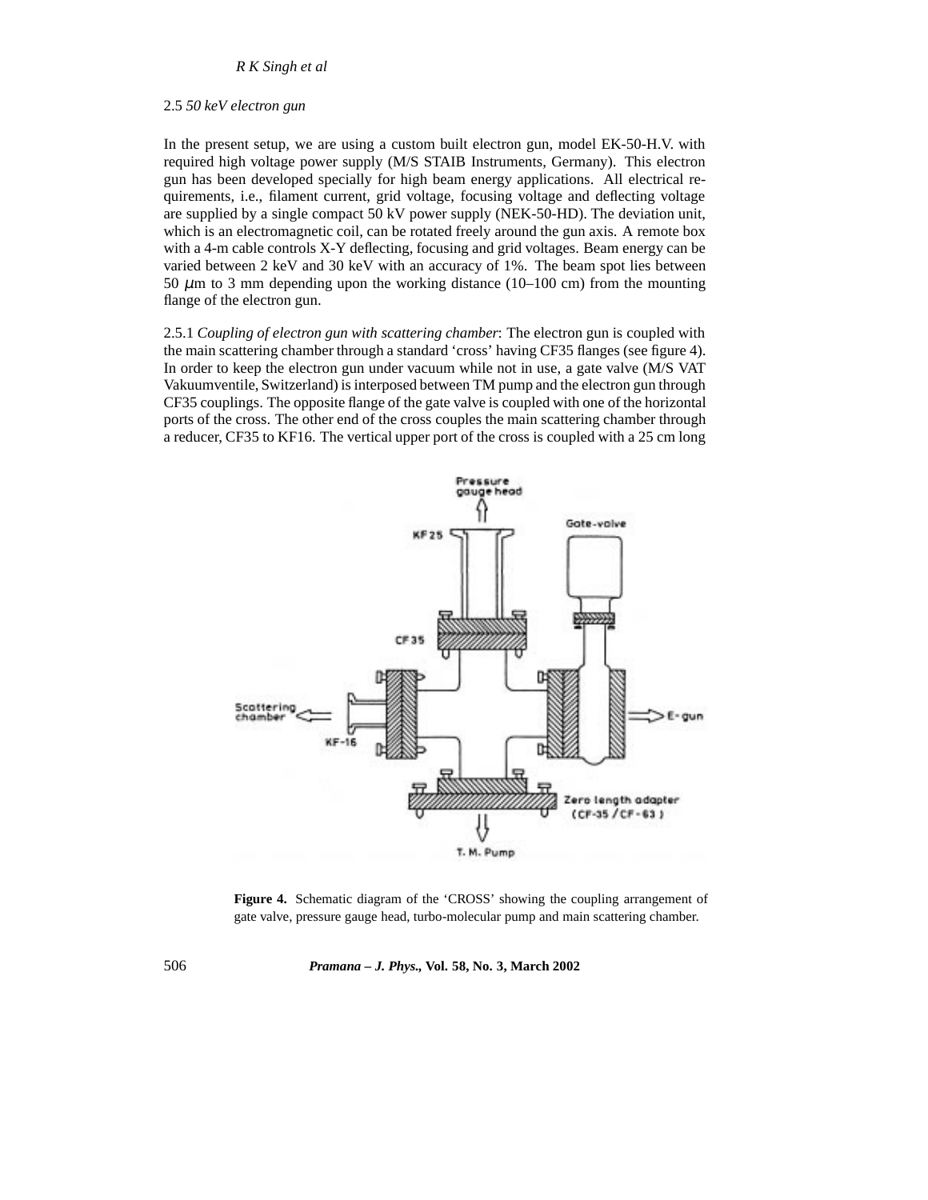### 2.5 *50 keV electron gun*

In the present setup, we are using a custom built electron gun, model EK-50-H.V. with required high voltage power supply (M/S STAIB Instruments, Germany). This electron gun has been developed specially for high beam energy applications. All electrical requirements, i.e., filament current, grid voltage, focusing voltage and deflecting voltage are supplied by a single compact 50 kV power supply (NEK-50-HD). The deviation unit, which is an electromagnetic coil, can be rotated freely around the gun axis. A remote box with a 4-m cable controls X-Y deflecting, focusing and grid voltages. Beam energy can be varied between 2 keV and 30 keV with an accuracy of 1%. The beam spot lies between 50 $\mu$m to 3 mm depending upon the working distance (10–100 cm) from the mounting flange of the electron gun.

2.5.1 *Coupling of electron gun with scattering chamber*: The electron gun is coupled with the main scattering chamber through a standard 'cross' having CF35 flanges (see figure 4). In order to keep the electron gun under vacuum while not in use, a gate valve (M/S VAT Vakuumventile, Switzerland) is interposed between TM pump and the electron gun through CF35 couplings. The opposite flange of the gate valve is coupled with one of the horizontal ports of the cross. The other end of the cross couples the main scattering chamber through a reducer, CF35 to KF16. The vertical upper port of the cross is coupled with a 25 cm long

**Figure 4.** Schematic diagram of the 'CROSS' showing the coupling arrangement of gate valve, pressure gauge head, turbo-molecular pump and main scattering chamber.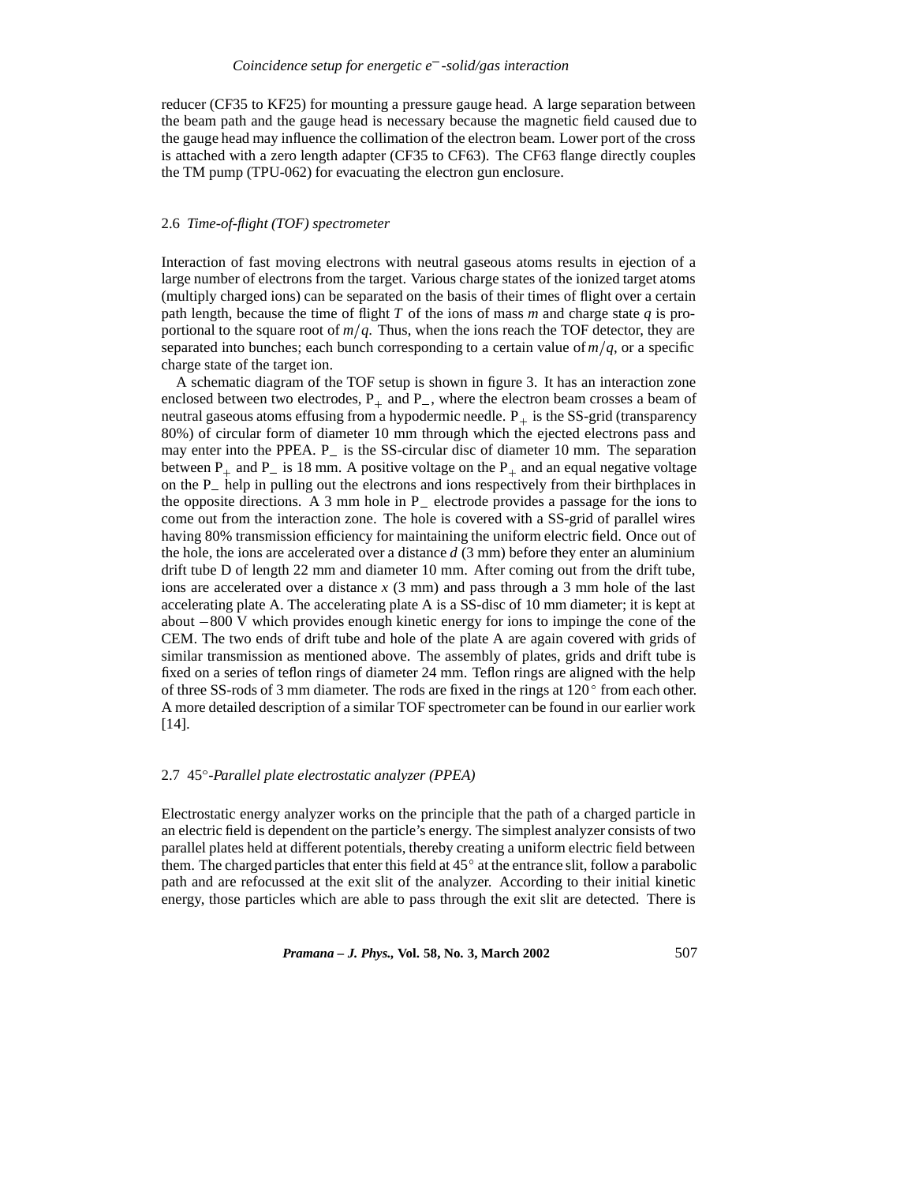reducer (CF35 to KF25) for mounting a pressure gauge head. A large separation between the beam path and the gauge head is necessary because the magnetic field caused due to the gauge head may influence the collimation of the electron beam. Lower port of the cross is attached with a zero length adapter (CF35 to CF63). The CF63 flange directly couples the TM pump (TPU-062) for evacuating the electron gun enclosure.

### 2.6 *Time-of-flight (TOF) spectrometer*

Interaction of fast moving electrons with neutral gaseous atoms results in ejection of a large number of electrons from the target. Various charge states of the ionized target atoms (multiply charged ions) can be separated on the basis of their times of flight over a certain path length, because the time of flight $T$ of the ions of mass $m$ and charge state $q$ is proportional to the square root of $m/q$. Thus, when the ions reach the TOF detector, they are separated into bunches; each bunch corresponding to a certain value of $m/q$, or a specific charge state of the target ion.

A schematic diagram of the TOF setup is shown in figure 3. It has an interaction zone enclosed between two electrodes, $P_+$ and $P_-$, where the electron beam crosses a beam of neutral gaseous atoms effusing from a hypodermic needle. $P_+$ is the SS-grid (transparency 80%) of circular form of diameter 10 mm through which the ejected electrons pass and may enter into the PPEA. $P_-$ is the SS-circular disc of diameter 10 mm. The separation between $P_+$ and $P_-$ is 18 mm. A positive voltage on the $P_+$ and an equal negative voltage on the $P_-$ help in pulling out the electrons and ions respectively from their birthplaces in the opposite directions. A 3 mm hole in $P_-$ electrode provides a passage for the ions to come out from the interaction zone. The hole is covered with a SS-grid of parallel wires having 80% transmission efficiency for maintaining the uniform electric field. Once out of the hole, the ions are accelerated over a distance $d$ (3 mm) before they enter an aluminium drift tube D of length 22 mm and diameter 10 mm. After coming out from the drift tube, ions are accelerated over a distance $x$ (3 mm) and pass through a 3 mm hole of the last accelerating plate A. The accelerating plate A is a SS-disc of 10 mm diameter; it is kept at about $-800$ V which provides enough kinetic energy for ions to impinge the cone of the CEM. The two ends of drift tube and hole of the plate A are again covered with grids of similar transmission as mentioned above. The assembly of plates, grids and drift tube is fixed on a series of teflon rings of diameter 24 mm. Teflon rings are aligned with the help of three SS-rods of 3 mm diameter. The rods are fixed in the rings at $120^\circ$ from each other. A more detailed description of a similar TOF spectrometer can be found in our earlier work [14].

### 2.7 $45^\circ$-*Parallel plate electrostatic analyzer (PPEA)*

Electrostatic energy analyzer works on the principle that the path of a charged particle in an electric field is dependent on the particle's energy. The simplest analyzer consists of two parallel plates held at different potentials, thereby creating a uniform electric field between them. The charged particles that enter this field at $45^\circ$ at the entrance slit, follow a parabolic path and are refocussed at the exit slit of the analyzer. According to their initial kinetic energy, those particles which are able to pass through the exit slit are detected. There is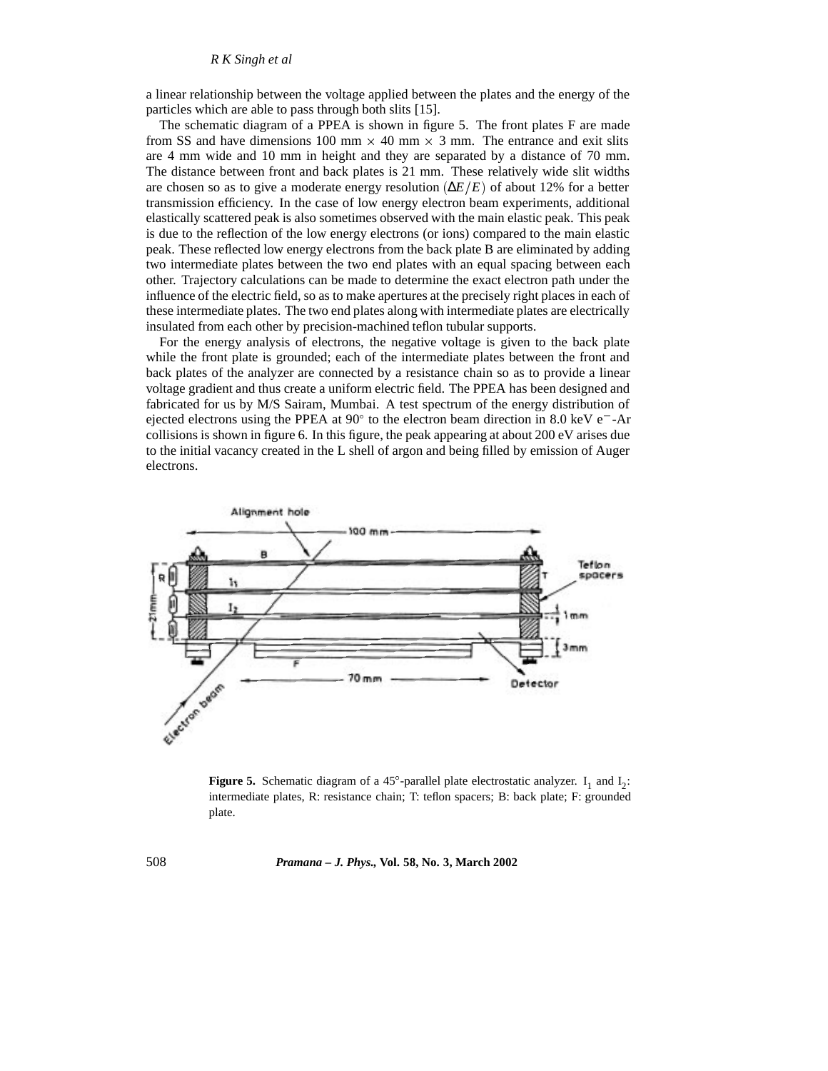a linear relationship between the voltage applied between the plates and the energy of the particles which are able to pass through both slits [15].

The schematic diagram of a PPEA is shown in figure 5. The front plates F are made from SS and have dimensions 100 mm $\times$ 40 mm $\times$ 3 mm. The entrance and exit slits are 4 mm wide and 10 mm in height and they are separated by a distance of 70 mm. The distance between front and back plates is 21 mm. These relatively wide slit widths are chosen so as to give a moderate energy resolution $(\Delta E/E)$ of about 12% for a better transmission efficiency. In the case of low energy electron beam experiments, additional elastically scattered peak is also sometimes observed with the main elastic peak. This peak is due to the reflection of the low energy electrons (or ions) compared to the main elastic peak. These reflected low energy electrons from the back plate B are eliminated by adding two intermediate plates between the two end plates with an equal spacing between each other. Trajectory calculations can be made to determine the exact electron path under the influence of the electric field, so as to make apertures at the precisely right places in each of these intermediate plates. The two end plates along with intermediate plates are electrically insulated from each other by precision-machined teflon tubular supports.

For the energy analysis of electrons, the negative voltage is given to the back plate while the front plate is grounded; each of the intermediate plates between the front and back plates of the analyzer are connected by a resistance chain so as to provide a linear voltage gradient and thus create a uniform electric field. The PPEA has been designed and fabricated for us by M/S Sairam, Mumbai. A test spectrum of the energy distribution of ejected electrons using the PPEA at 90° to the electron beam direction in 8.0 keV $e^-$-Ar collisions is shown in figure 6. In this figure, the peak appearing at about 200 eV arises due to the initial vacancy created in the L shell of argon and being filled by emission of Auger electrons.

**Figure 5.** Schematic diagram of a 45°-parallel plate electrostatic analyzer. $I_1$ and $I_2$: intermediate plates, R: resistance chain; T: teflon spacers; B: back plate; F: grounded plate.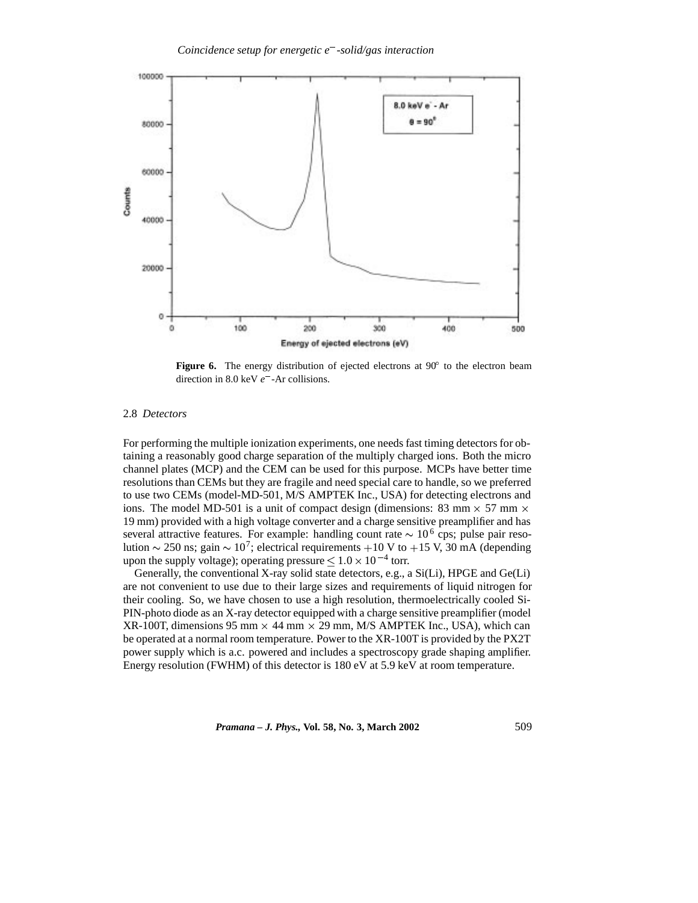**Figure 6.** The energy distribution of ejected electrons at 90° to the electron beam direction in 8.0 keV $e^-$-Ar collisions.

### 2.8 *Detectors*

For performing the multiple ionization experiments, one needs fast timing detectors for obtaining a reasonably good charge separation of the multiply charged ions. Both the micro channel plates (MCP) and the CEM can be used for this purpose. MCPs have better time resolutions than CEMs but they are fragile and need special care to handle, so we preferred to use two CEMs (model-MD-501, M/S AMPTEK Inc., USA) for detecting electrons and ions. The model MD-501 is a unit of compact design (dimensions: 83 mm $\times$ 57 mm $\times$ 19 mm) provided with a high voltage converter and a charge sensitive preamplifier and has several attractive features. For example: handling count rate $\sim 10^6$ cps; pulse pair resolution $\sim$ 250 ns; gain $\sim 10^7$; electrical requirements +10 V to +15 V, 30 mA (depending upon the supply voltage); operating pressure $\leq 1.0 \times 10^{-4}$ torr.

Generally, the conventional X-ray solid state detectors, e.g., a Si(Li), HPGE and Ge(Li) are not convenient to use due to their large sizes and requirements of liquid nitrogen for their cooling. So, we have chosen to use a high resolution, thermoelectrically cooled Si-PIN-photo diode as an X-ray detector equipped with a charge sensitive preamplifier (model XR-100T, dimensions 95 mm $\times$ 44 mm $\times$ 29 mm, M/S AMPTEK Inc., USA), which can be operated at a normal room temperature. Power to the XR-100T is provided by the PX2T power supply which is a.c. powered and includes a spectroscopy grade shaping amplifier. Energy resolution (FWHM) of this detector is 180 eV at 5.9 keV at room temperature.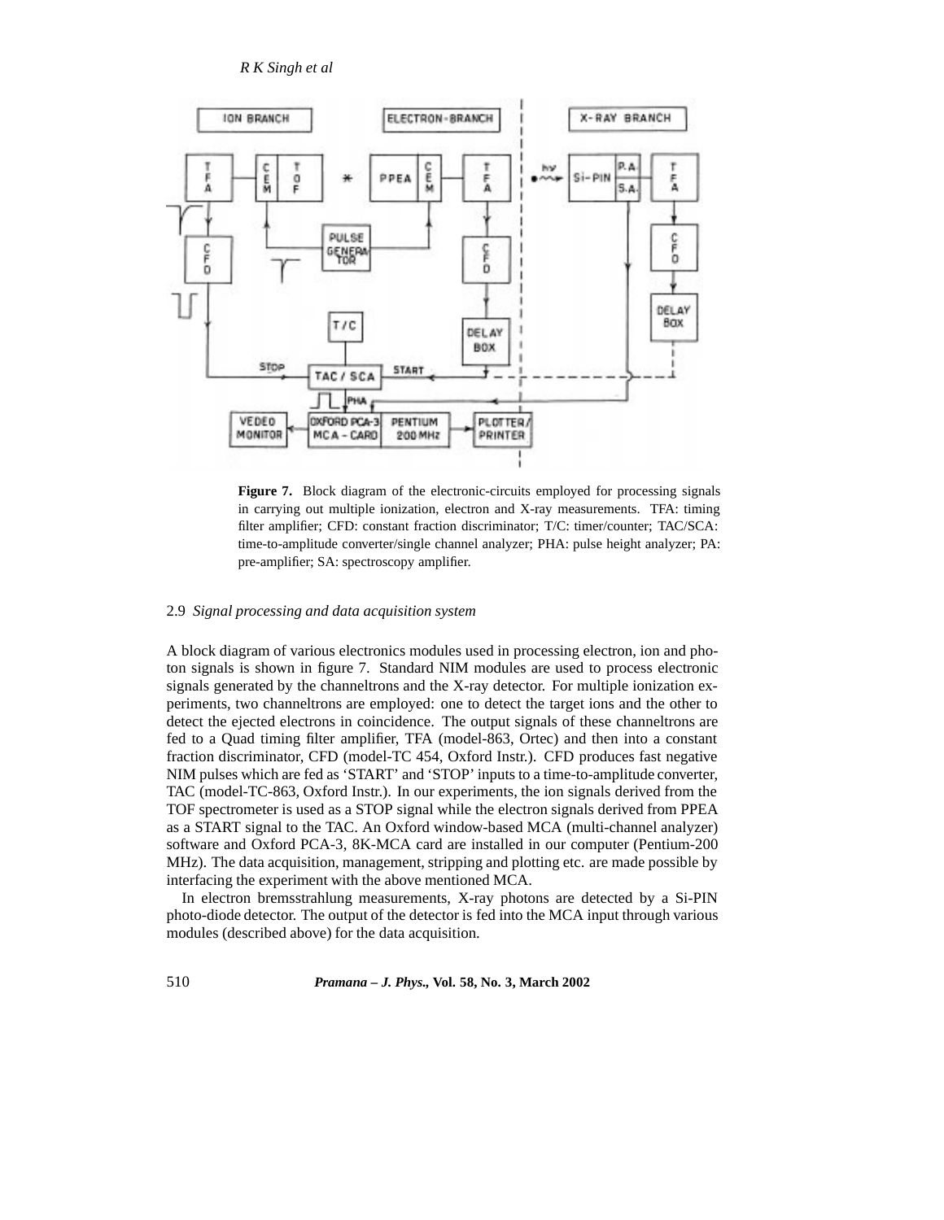**Figure 7.** Block diagram of the electronic-circuits employed for processing signals in carrying out multiple ionization, electron and X-ray measurements. TFA: timing filter amplifier; CFD: constant fraction discriminator; T/C: timer/counter; TAC/SCA: time-to-amplitude converter/single channel analyzer; PHA: pulse height analyzer; PA: pre-amplifier; SA: spectroscopy amplifier.

### 2.9 *Signal processing and data acquisition system*

A block diagram of various electronics modules used in processing electron, ion and photon signals is shown in figure 7. Standard NIM modules are used to process electronic signals generated by the channeltrons and the X-ray detector. For multiple ionization experiments, two channeltrons are employed: one to detect the target ions and the other to detect the ejected electrons in coincidence. The output signals of these channeltrons are fed to a Quad timing filter amplifier, TFA (model-863, Ortec) and then into a constant fraction discriminator, CFD (model-TC 454, Oxford Instr.). CFD produces fast negative NIM pulses which are fed as 'START' and 'STOP' inputs to a time-to-amplitude converter, TAC (model-TC-863, Oxford Instr.). In our experiments, the ion signals derived from the TOF spectrometer is used as a STOP signal while the electron signals derived from PPEA as a START signal to the TAC. An Oxford window-based MCA (multi-channel analyzer) software and Oxford PCA-3, 8K-MCA card are installed in our computer (Pentium-200 MHz). The data acquisition, management, stripping and plotting etc. are made possible by interfacing the experiment with the above mentioned MCA.

In electron bremsstrahlung measurements, X-ray photons are detected by a Si-PIN photo-diode detector. The output of the detector is fed into the MCA input through various modules (described above) for the data acquisition.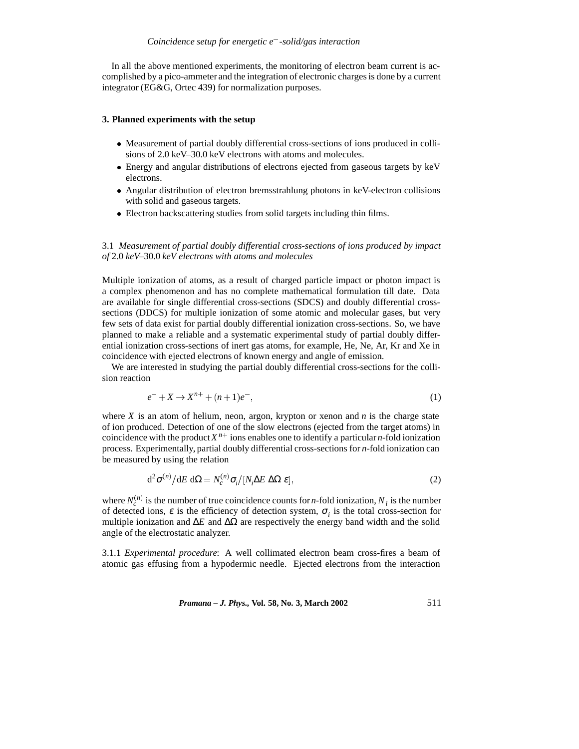In all the above mentioned experiments, the monitoring of electron beam current is accomplished by a pico-ammeter and the integration of electronic charges is done by a current integrator (EG&G, Ortec 439) for normalization purposes.

## 3. Planned experiments with the setup

- Measurement of partial doubly differential cross-sections of ions produced in collisions of 2.0 keV–30.0 keV electrons with atoms and molecules.
- Energy and angular distributions of electrons ejected from gaseous targets by keV electrons.
- Angular distribution of electron bremsstrahlung photons in keV-electron collisions with solid and gaseous targets.
- Electron backscattering studies from solid targets including thin films.

### 3.1 *Measurement of partial doubly differential cross-sections of ions produced by impact of* 2.0 *keV*–30.0 *keV electrons with atoms and molecules*

Multiple ionization of atoms, as a result of charged particle impact or photon impact is a complex phenomenon and has no complete mathematical formulation till date. Data are available for single differential cross-sections (SDCS) and doubly differential cross-sections (DDCS) for multiple ionization of some atomic and molecular gases, but very few sets of data exist for partial doubly differential ionization cross-sections. So, we have planned to make a reliable and a systematic experimental study of partial doubly differential ionization cross-sections of inert gas atoms, for example, He, Ne, Ar, Kr and Xe in coincidence with ejected electrons of known energy and angle of emission.

We are interested in studying the partial doubly differential cross-sections for the collision reaction

$$e^- + X \rightarrow X^{n+} + (n+1)e^-, \tag{1}$$

where $X$ is an atom of helium, neon, argon, krypton or xenon and $n$ is the charge state of ion produced. Detection of one of the slow electrons (ejected from the target atoms) in coincidence with the product $X^{n+}$ ions enables one to identify a particular $n$-fold ionization process. Experimentally, partial doubly differential cross-sections for $n$-fold ionization can be measured by using the relation

$$\mathrm{d}^2\sigma^{(n)}/\mathrm{d}E\ \mathrm{d}\Omega = N_c^{(n)}\sigma_i/[N_i \Delta E\ \Delta\Omega\ \varepsilon], \tag{2}$$

where $N_c^{(n)}$ is the number of true coincidence counts for $n$-fold ionization, $N_i$ is the number of detected ions, $\varepsilon$ is the efficiency of detection system, $\sigma_i$ is the total cross-section for multiple ionization and $\Delta E$ and $\Delta\Omega$ are respectively the energy band width and the solid angle of the electrostatic analyzer.

3.1.1 *Experimental procedure*: A well collimated electron beam cross-fires a beam of atomic gas effusing from a hypodermic needle. Ejected electrons from the interaction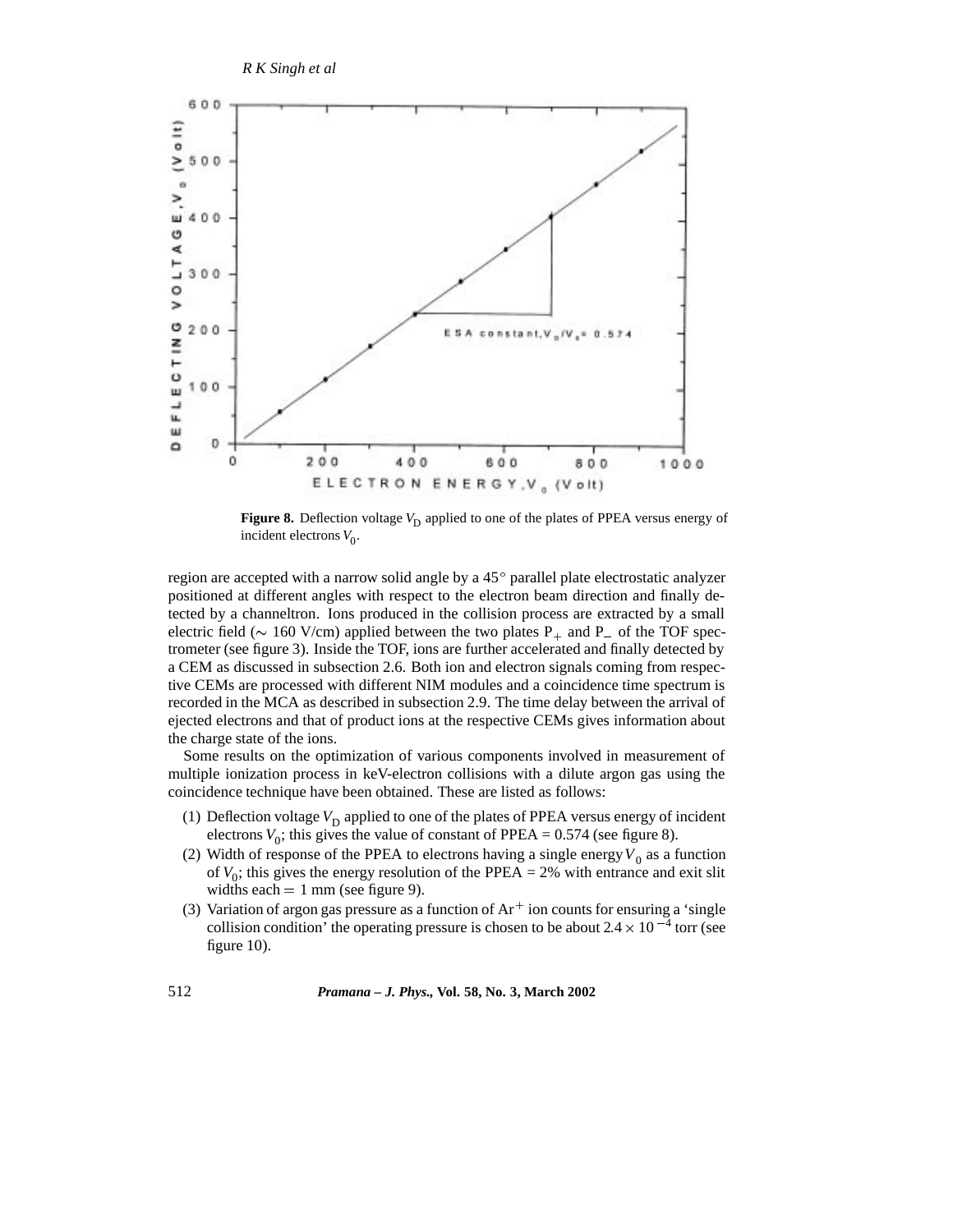**Figure 8.** Deflection voltage $V_D$ applied to one of the plates of PPEA versus energy of incident electrons $V_0$.

region are accepted with a narrow solid angle by a 45° parallel plate electrostatic analyzer positioned at different angles with respect to the electron beam direction and finally detected by a channeltron. Ions produced in the collision process are extracted by a small electric field (∼ 160 V/cm) applied between the two plates $P_+$ and $P_-$ of the TOF spectrometer (see figure 3). Inside the TOF, ions are further accelerated and finally detected by a CEM as discussed in subsection 2.6. Both ion and electron signals coming from respective CEMs are processed with different NIM modules and a coincidence time spectrum is recorded in the MCA as described in subsection 2.9. The time delay between the arrival of ejected electrons and that of product ions at the respective CEMs gives information about the charge state of the ions.

Some results on the optimization of various components involved in measurement of multiple ionization process in keV-electron collisions with a dilute argon gas using the coincidence technique have been obtained. These are listed as follows:

(1) Deflection voltage $V_D$ applied to one of the plates of PPEA versus energy of incident electrons $V_0$; this gives the value of constant of PPEA = 0.574 (see figure 8).
(2) Width of response of the PPEA to electrons having a single energy $V_0$ as a function of $V_0$; this gives the energy resolution of the PPEA = 2% with entrance and exit slit widths each = 1 mm (see figure 9).
(3) Variation of argon gas pressure as a function of $Ar^+$ ion counts for ensuring a 'single collision condition' the operating pressure is chosen to be about $2.4 \times 10^{-4}$ torr (see figure 10).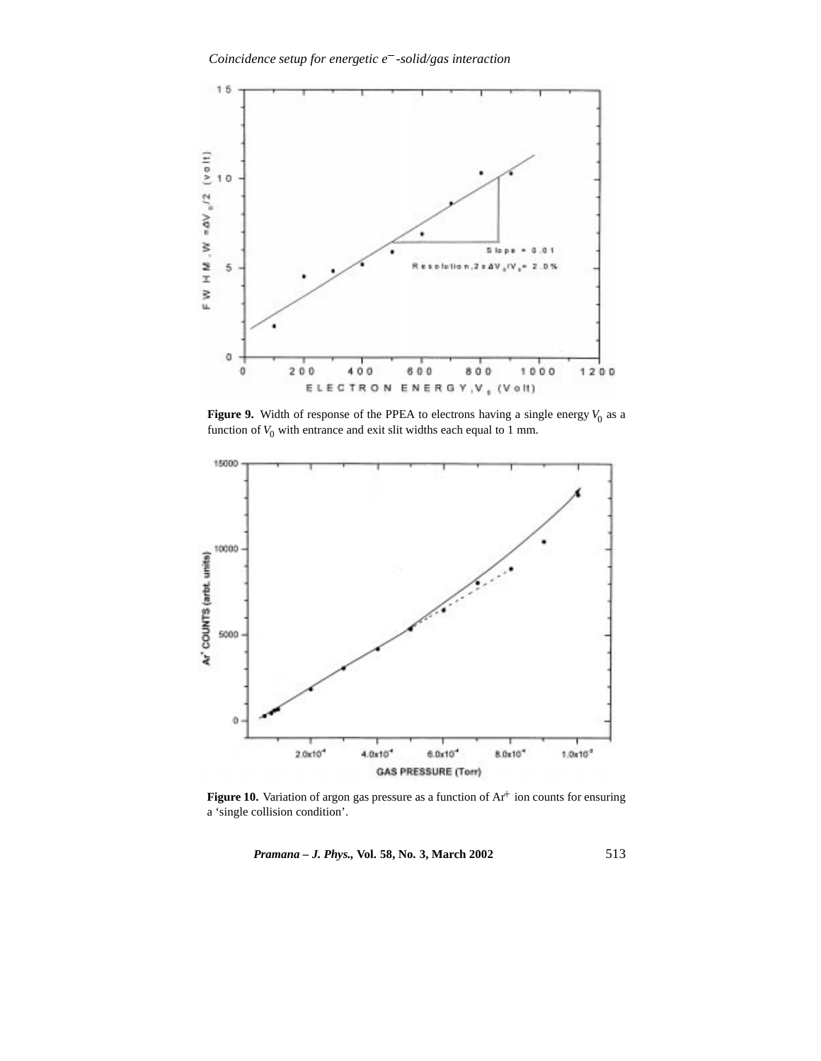**Figure 9.** Width of response of the PPEA to electrons having a single energy $V_0$ as a function of $V_0$ with entrance and exit slit widths each equal to 1 mm.

**Figure 10.** Variation of argon gas pressure as a function of $Ar^+$ ion counts for ensuring a 'single collision condition'.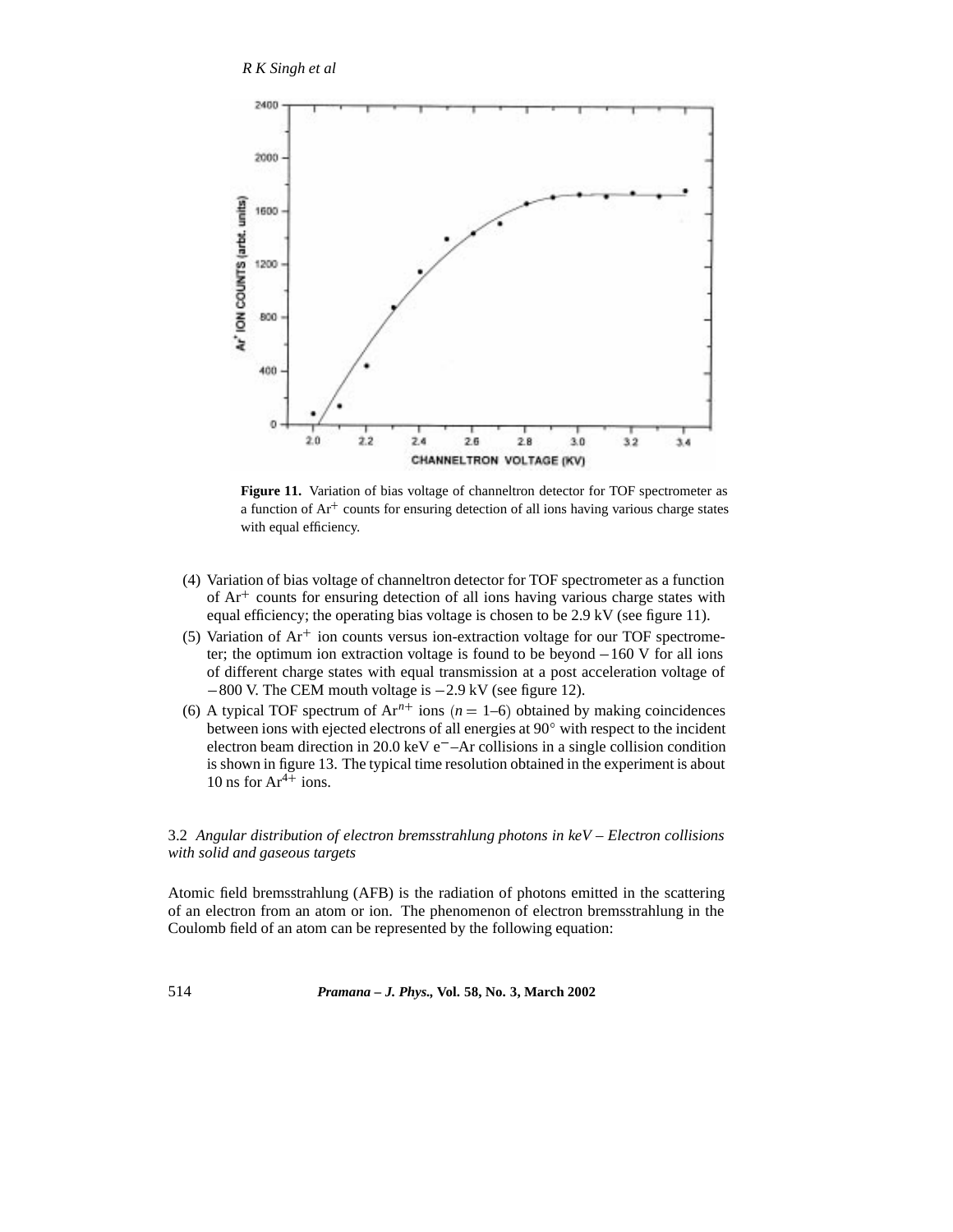**Figure 11.** Variation of bias voltage of channeltron detector for TOF spectrometer as a function of $Ar^+$ counts for ensuring detection of all ions having various charge states with equal efficiency.

(4) Variation of bias voltage of channeltron detector for TOF spectrometer as a function of $Ar^+$ counts for ensuring detection of all ions having various charge states with equal efficiency; the operating bias voltage is chosen to be 2.9 kV (see figure 11).

(5) Variation of $Ar^+$ ion counts versus ion-extraction voltage for our TOF spectrometer; the optimum ion extraction voltage is found to be beyond $-160$ V for all ions of different charge states with equal transmission at a post acceleration voltage of $-800$ V. The CEM mouth voltage is $-2.9$ kV (see figure 12).

(6) A typical TOF spectrum of $Ar^{n+}$ ions ($n = 1$–$6$) obtained by making coincidences between ions with ejected electrons of all energies at 90° with respect to the incident electron beam direction in 20.0 keV $e^-$–Ar collisions in a single collision condition is shown in figure 13. The typical time resolution obtained in the experiment is about 10 ns for $Ar^{4+}$ ions.

### 3.2 *Angular distribution of electron bremsstrahlung photons in keV – Electron collisions with solid and gaseous targets*

Atomic field bremsstrahlung (AFB) is the radiation of photons emitted in the scattering of an electron from an atom or ion. The phenomenon of electron bremsstrahlung in the Coulomb field of an atom can be represented by the following equation: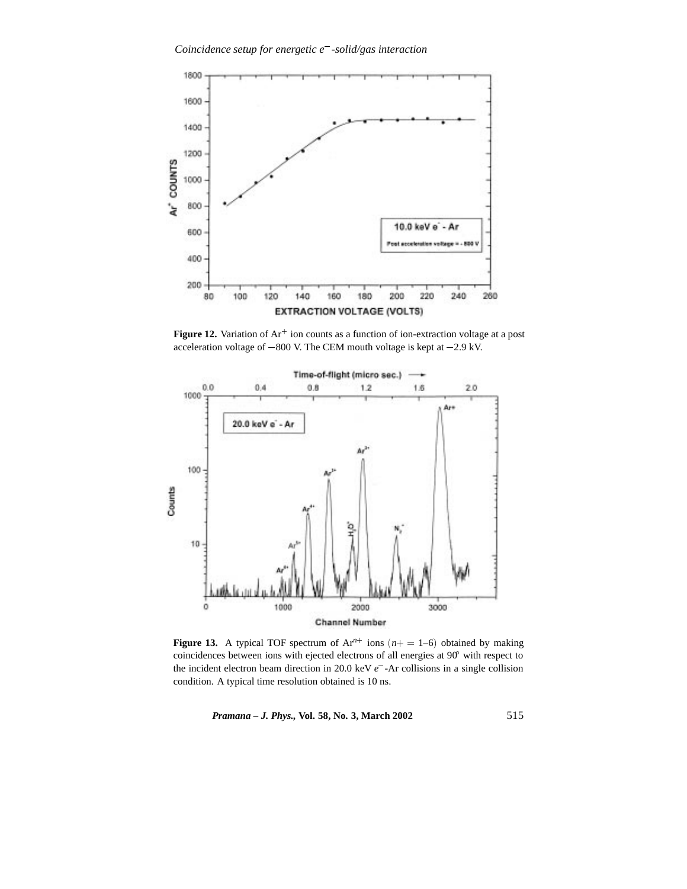**Figure 12.** Variation of $Ar^+$ ion counts as a function of ion-extraction voltage at a post acceleration voltage of −800 V. The CEM mouth voltage is kept at −2.9 kV.

**Figure 13.** A typical TOF spectrum of $Ar^{n+}$ ions $(n+ = 1\text{–}6)$ obtained by making coincidences between ions with ejected electrons of all energies at 90° with respect to the incident electron beam direction in 20.0 keV $e^-$-Ar collisions in a single collision condition. A typical time resolution obtained is 10 ns.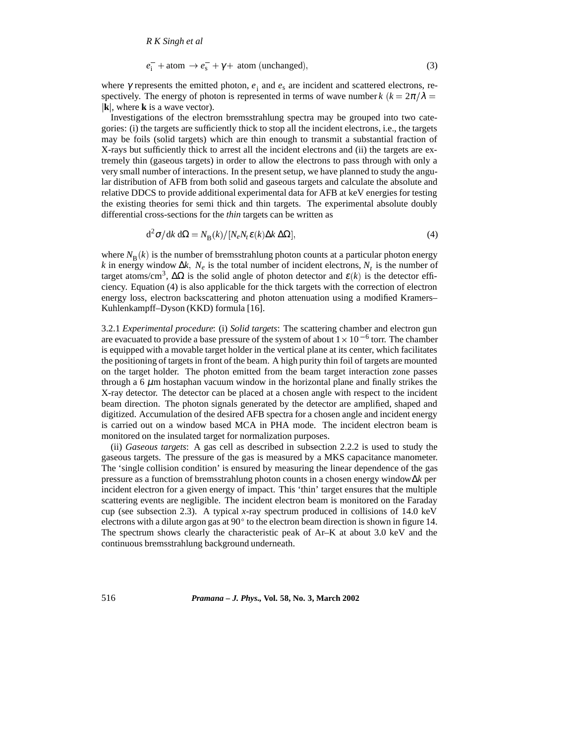$$e_{\mathrm{i}}^{-} + \text{atom} \rightarrow e_{\mathrm{s}}^{-} + \gamma + \text{ atom (unchanged)}, \tag{3}$$

where $\gamma$ represents the emitted photon, $e_{\mathrm{i}}$ and $e_{\mathrm{s}}$ are incident and scattered electrons, respectively. The energy of photon is represented in terms of wave number $k$ ($k = 2\pi/\lambda = |\mathbf{k}|$, where $\mathbf{k}$ is a wave vector).

Investigations of the electron bremsstrahlung spectra may be grouped into two categories: (i) the targets are sufficiently thick to stop all the incident electrons, i.e., the targets may be foils (solid targets) which are thin enough to transmit a substantial fraction of X-rays but sufficiently thick to arrest all the incident electrons and (ii) the targets are extremely thin (gaseous targets) in order to allow the electrons to pass through with only a very small number of interactions. In the present setup, we have planned to study the angular distribution of AFB from both solid and gaseous targets and calculate the absolute and relative DDCS to provide additional experimental data for AFB at keV energies for testing the existing theories for semi thick and thin targets. The experimental absolute doubly differential cross-sections for the *thin* targets can be written as

$$\mathrm{d}^2\sigma/\mathrm{d}k\,\mathrm{d}\Omega = N_{\mathrm{B}}(k)/[N_e N_t \varepsilon(k)\Delta k\,\Delta\Omega], \tag{4}$$

where $N_{\mathrm{B}}(k)$ is the number of bremsstrahlung photon counts at a particular photon energy $k$ in energy window $\Delta k$, $N_e$ is the total number of incident electrons, $N_t$ is the number of target atoms/cm$^3$, $\Delta\Omega$ is the solid angle of photon detector and $\varepsilon(k)$ is the detector efficiency. Equation (4) is also applicable for the thick targets with the correction of electron energy loss, electron backscattering and photon attenuation using a modified Kramers–Kuhlenkampff–Dyson (KKD) formula [16].

3.2.1 *Experimental procedure*: (i) *Solid targets*: The scattering chamber and electron gun are evacuated to provide a base pressure of the system of about $1\times 10^{-6}$ torr. The chamber is equipped with a movable target holder in the vertical plane at its center, which facilitates the positioning of targets in front of the beam. A high purity thin foil of targets are mounted on the target holder. The photon emitted from the beam target interaction zone passes through a 6 $\mu$m hostaphan vacuum window in the horizontal plane and finally strikes the X-ray detector. The detector can be placed at a chosen angle with respect to the incident beam direction. The photon signals generated by the detector are amplified, shaped and digitized. Accumulation of the desired AFB spectra for a chosen angle and incident energy is carried out on a window based MCA in PHA mode. The incident electron beam is monitored on the insulated target for normalization purposes.

(ii) *Gaseous targets*: A gas cell as described in subsection 2.2.2 is used to study the gaseous targets. The pressure of the gas is measured by a MKS capacitance manometer. The 'single collision condition' is ensured by measuring the linear dependence of the gas pressure as a function of bremsstrahlung photon counts in a chosen energy window $\Delta k$ per incident electron for a given energy of impact. This 'thin' target ensures that the multiple scattering events are negligible. The incident electron beam is monitored on the Faraday cup (see subsection 2.3). A typical *x*-ray spectrum produced in collisions of 14.0 keV electrons with a dilute argon gas at 90° to the electron beam direction is shown in figure 14. The spectrum shows clearly the characteristic peak of Ar–K at about 3.0 keV and the continuous bremsstrahlung background underneath.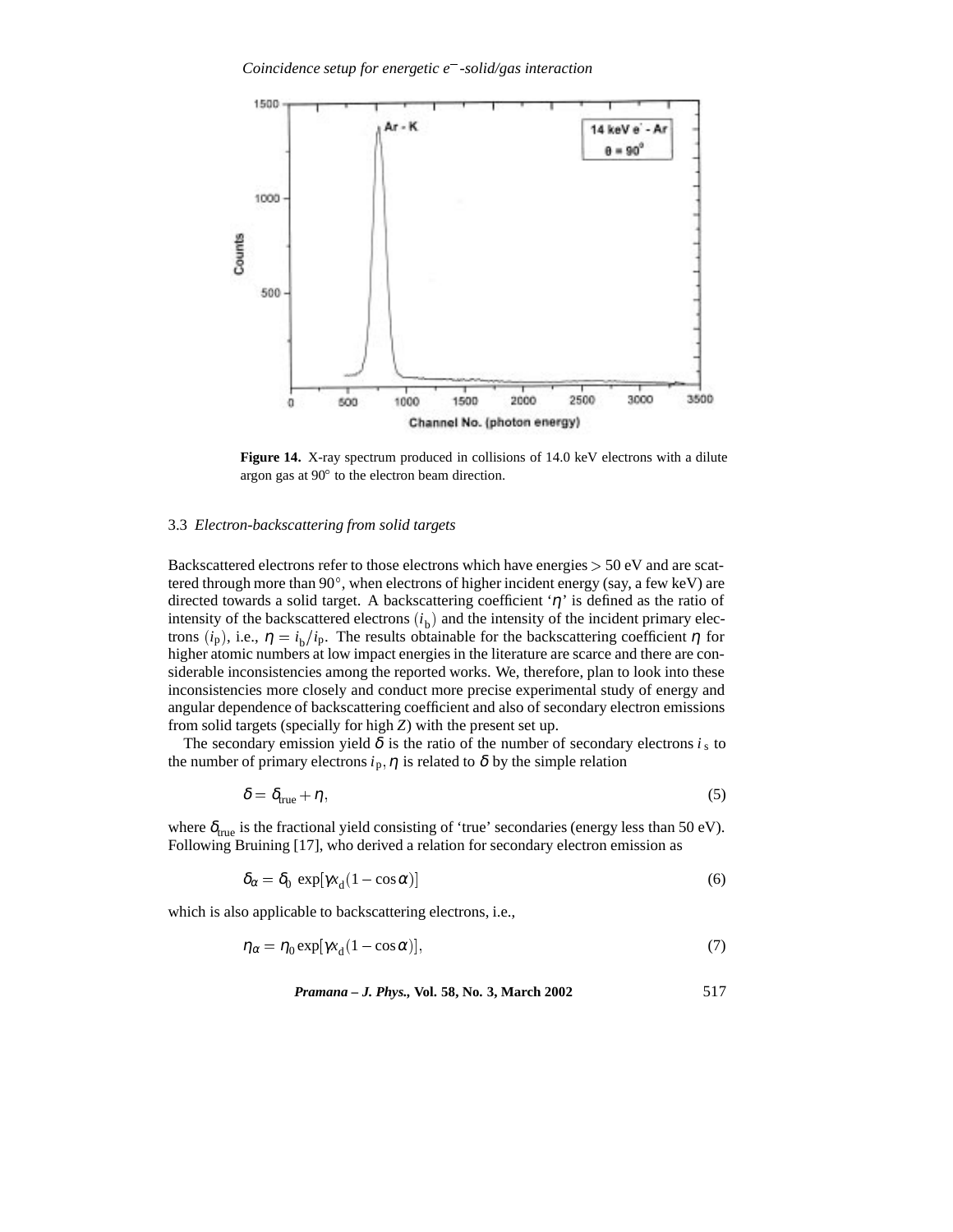**Figure 14.** X-ray spectrum produced in collisions of 14.0 keV electrons with a dilute argon gas at 90° to the electron beam direction.

### 3.3 *Electron-backscattering from solid targets*

Backscattered electrons refer to those electrons which have energies $> 50$ eV and are scattered through more than 90°, when electrons of higher incident energy (say, a few keV) are directed towards a solid target. A backscattering coefficient '$\eta$' is defined as the ratio of intensity of the backscattered electrons ($i_b$) and the intensity of the incident primary electrons ($i_p$), i.e., $\eta = i_b/i_p$. The results obtainable for the backscattering coefficient $\eta$ for higher atomic numbers at low impact energies in the literature are scarce and there are considerable inconsistencies among the reported works. We, therefore, plan to look into these inconsistencies more closely and conduct more precise experimental study of energy and angular dependence of backscattering coefficient and also of secondary electron emissions from solid targets (specially for high $Z$) with the present set up.

The secondary emission yield $\delta$ is the ratio of the number of secondary electrons $i_s$ to the number of primary electrons $i_p$, $\eta$ is related to $\delta$ by the simple relation

$$\delta = \delta_{\text{true}} + \eta, \tag{5}$$

where $\delta_{\text{true}}$ is the fractional yield consisting of 'true' secondaries (energy less than 50 eV). Following Bruining [17], who derived a relation for secondary electron emission as

$$\delta_\alpha = \delta_0 \exp[\gamma x_d (1 - \cos\alpha)] \tag{6}$$

which is also applicable to backscattering electrons, i.e.,

$$\eta_\alpha = \eta_0 \exp[\gamma x_d (1 - \cos\alpha)], \tag{7}$$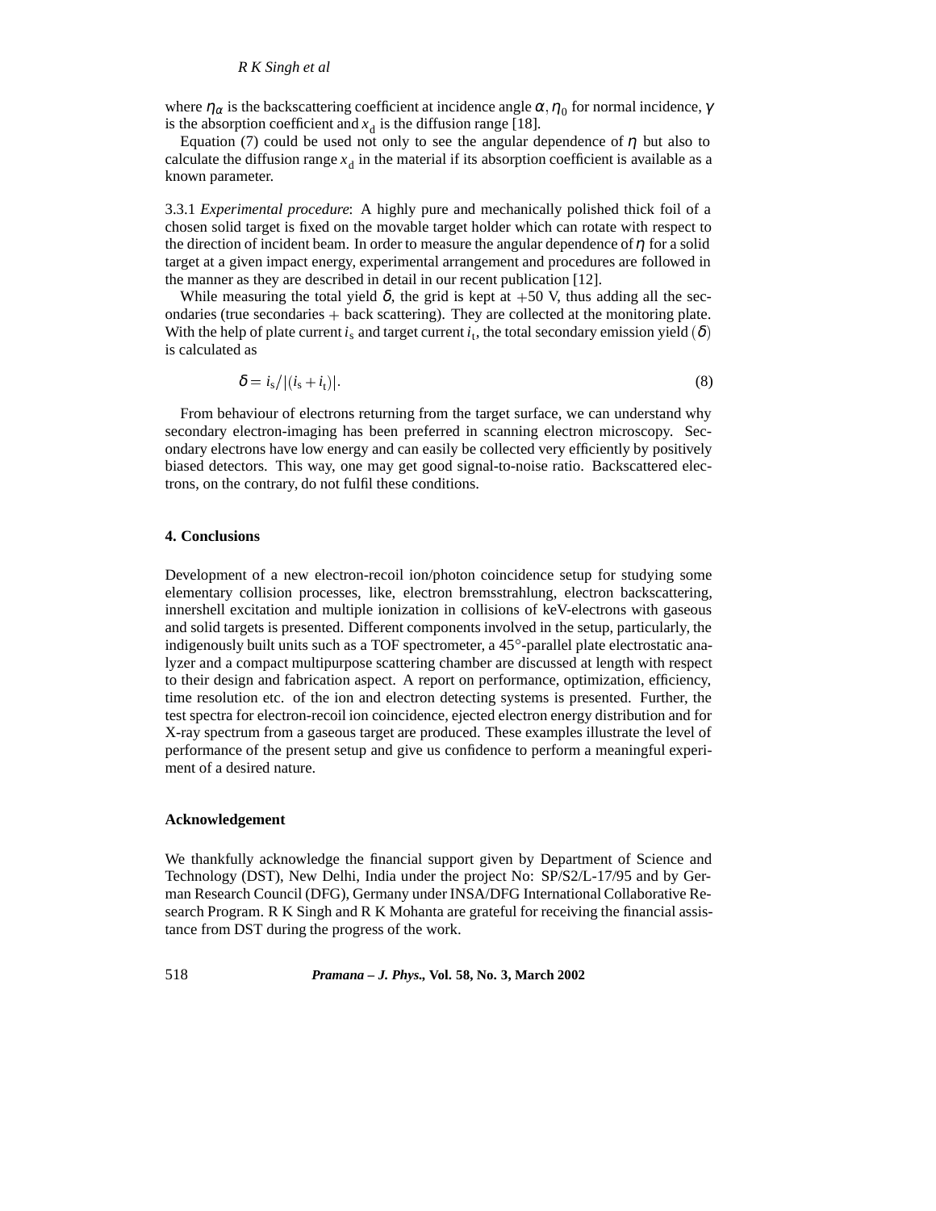where $\eta_\alpha$ is the backscattering coefficient at incidence angle $\alpha$, $\eta_0$ for normal incidence, $\gamma$ is the absorption coefficient and $x_d$ is the diffusion range [18].

Equation (7) could be used not only to see the angular dependence of $\eta$ but also to calculate the diffusion range $x_d$ in the material if its absorption coefficient is available as a known parameter.

3.3.1 *Experimental procedure*: A highly pure and mechanically polished thick foil of a chosen solid target is fixed on the movable target holder which can rotate with respect to the direction of incident beam. In order to measure the angular dependence of $\eta$ for a solid target at a given impact energy, experimental arrangement and procedures are followed in the manner as they are described in detail in our recent publication [12].

While measuring the total yield $\delta$, the grid is kept at $+50$ V, thus adding all the secondaries (true secondaries + back scattering). They are collected at the monitoring plate. With the help of plate current $i_s$ and target current $i_t$, the total secondary emission yield $(\delta)$ is calculated as

$$\delta = i_s / |(i_s + i_t)|. \tag{8}$$

From behaviour of electrons returning from the target surface, we can understand why secondary electron-imaging has been preferred in scanning electron microscopy. Secondary electrons have low energy and can easily be collected very efficiently by positively biased detectors. This way, one may get good signal-to-noise ratio. Backscattered electrons, on the contrary, do not fulfil these conditions.

## 4. Conclusions

Development of a new electron-recoil ion/photon coincidence setup for studying some elementary collision processes, like, electron bremsstrahlung, electron backscattering, innershell excitation and multiple ionization in collisions of keV-electrons with gaseous and solid targets is presented. Different components involved in the setup, particularly, the indigenously built units such as a TOF spectrometer, a 45°-parallel plate electrostatic analyzer and a compact multipurpose scattering chamber are discussed at length with respect to their design and fabrication aspect. A report on performance, optimization, efficiency, time resolution etc. of the ion and electron detecting systems is presented. Further, the test spectra for electron-recoil ion coincidence, ejected electron energy distribution and for X-ray spectrum from a gaseous target are produced. These examples illustrate the level of performance of the present setup and give us confidence to perform a meaningful experiment of a desired nature.

## Acknowledgement

We thankfully acknowledge the financial support given by Department of Science and Technology (DST), New Delhi, India under the project No: SP/S2/L-17/95 and by German Research Council (DFG), Germany under INSA/DFG International Collaborative Research Program. R K Singh and R K Mohanta are grateful for receiving the financial assistance from DST during the progress of the work.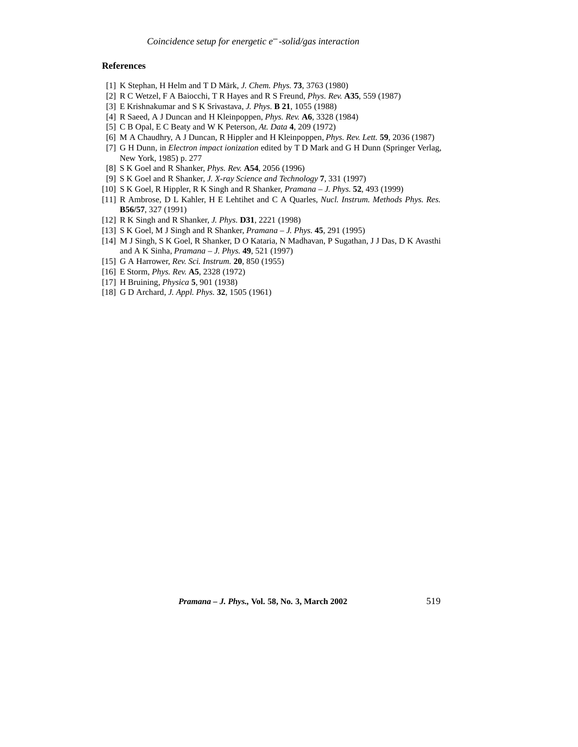## References

[1] K Stephan, H Helm and T D Märk, *J. Chem. Phys.* **73**, 3763 (1980)
[2] R C Wetzel, F A Baiocchi, T R Hayes and R S Freund, *Phys. Rev.* **A35**, 559 (1987)
[3] E Krishnakumar and S K Srivastava, *J. Phys.* **B 21**, 1055 (1988)
[4] R Saeed, A J Duncan and H Kleinpoppen, *Phys. Rev.* **A6**, 3328 (1984)
[5] C B Opal, E C Beaty and W K Peterson, *At. Data* **4**, 209 (1972)
[6] M A Chaudhry, A J Duncan, R Hippler and H Kleinpoppen, *Phys. Rev. Lett.* **59**, 2036 (1987)
[7] G H Dunn, in *Electron impact ionization* edited by T D Mark and G H Dunn (Springer Verlag, New York, 1985) p. 277
[8] S K Goel and R Shanker, *Phys. Rev.* **A54**, 2056 (1996)
[9] S K Goel and R Shanker, *J. X-ray Science and Technology* **7**, 331 (1997)
[10] S K Goel, R Hippler, R K Singh and R Shanker, *Pramana – J. Phys.* **52**, 493 (1999)
[11] R Ambrose, D L Kahler, H E Lehtihet and C A Quarles, *Nucl. Instrum. Methods Phys. Res.* **B56/57**, 327 (1991)
[12] R K Singh and R Shanker, *J. Phys.* **D31**, 2221 (1998)
[13] S K Goel, M J Singh and R Shanker, *Pramana – J. Phys.* **45**, 291 (1995)
[14] M J Singh, S K Goel, R Shanker, D O Kataria, N Madhavan, P Sugathan, J J Das, D K Avasthi and A K Sinha, *Pramana – J. Phys.* **49**, 521 (1997)
[15] G A Harrower, *Rev. Sci. Instrum.* **20**, 850 (1955)
[16] E Storm, *Phys. Rev.* **A5**, 2328 (1972)
[17] H Bruining, *Physica* **5**, 901 (1938)
[18] G D Archard, *J. Appl. Phys.* **32**, 1505 (1961)